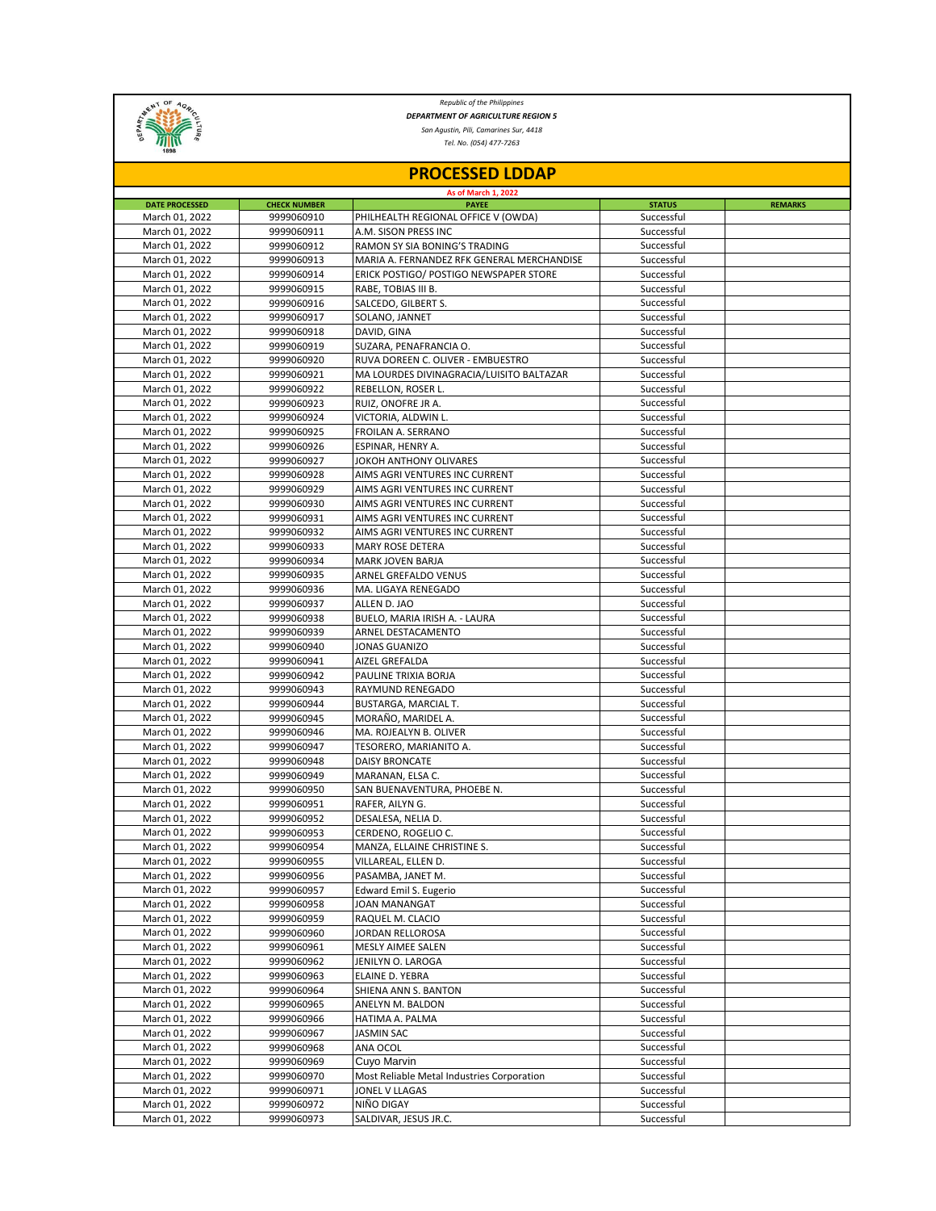*Republic of the Philippines*

***DEPARTMENT OF AGRICULTURE REGION 5***

*San Agustin, Pili, Camarines Sur, 4418*

*Tel. No. (054) 477-7263*

# PROCESSED LDDAP

**As of March 1, 2022**

| DATE PROCESSED | CHECK NUMBER | PAYEE | STATUS | REMARKS |
|---|---|---|---|---|
| March 01, 2022 | 9999060910 | PHILHEALTH REGIONAL OFFICE V (OWDA) | Successful | |
| March 01, 2022 | 9999060911 | A.M. SISON PRESS INC | Successful | |
| March 01, 2022 | 9999060912 | RAMON SY SIA BONING'S TRADING | Successful | |
| March 01, 2022 | 9999060913 | MARIA A. FERNANDEZ RFK GENERAL MERCHANDISE | Successful | |
| March 01, 2022 | 9999060914 | ERICK POSTIGO/ POSTIGO NEWSPAPER STORE | Successful | |
| March 01, 2022 | 9999060915 | RABE, TOBIAS III B. | Successful | |
| March 01, 2022 | 9999060916 | SALCEDO, GILBERT S. | Successful | |
| March 01, 2022 | 9999060917 | SOLANO, JANNET | Successful | |
| March 01, 2022 | 9999060918 | DAVID, GINA | Successful | |
| March 01, 2022 | 9999060919 | SUZARA, PENAFRANCIA O. | Successful | |
| March 01, 2022 | 9999060920 | RUVA DOREEN C. OLIVER - EMBUESTRO | Successful | |
| March 01, 2022 | 9999060921 | MA LOURDES DIVINAGRACIA/LUISITO BALTAZAR | Successful | |
| March 01, 2022 | 9999060922 | REBELLON, ROSER L. | Successful | |
| March 01, 2022 | 9999060923 | RUIZ, ONOFRE JR A. | Successful | |
| March 01, 2022 | 9999060924 | VICTORIA, ALDWIN L. | Successful | |
| March 01, 2022 | 9999060925 | FROILAN A. SERRANO | Successful | |
| March 01, 2022 | 9999060926 | ESPINAR, HENRY A. | Successful | |
| March 01, 2022 | 9999060927 | JOKOH ANTHONY OLIVARES | Successful | |
| March 01, 2022 | 9999060928 | AIMS AGRI VENTURES INC CURRENT | Successful | |
| March 01, 2022 | 9999060929 | AIMS AGRI VENTURES INC CURRENT | Successful | |
| March 01, 2022 | 9999060930 | AIMS AGRI VENTURES INC CURRENT | Successful | |
| March 01, 2022 | 9999060931 | AIMS AGRI VENTURES INC CURRENT | Successful | |
| March 01, 2022 | 9999060932 | AIMS AGRI VENTURES INC CURRENT | Successful | |
| March 01, 2022 | 9999060933 | MARY ROSE DETERA | Successful | |
| March 01, 2022 | 9999060934 | MARK JOVEN BARJA | Successful | |
| March 01, 2022 | 9999060935 | ARNEL GREFALDO VENUS | Successful | |
| March 01, 2022 | 9999060936 | MA. LIGAYA RENEGADO | Successful | |
| March 01, 2022 | 9999060937 | ALLEN D. JAO | Successful | |
| March 01, 2022 | 9999060938 | BUELO, MARIA IRISH A. - LAURA | Successful | |
| March 01, 2022 | 9999060939 | ARNEL DESTACAMENTO | Successful | |
| March 01, 2022 | 9999060940 | JONAS GUANIZO | Successful | |
| March 01, 2022 | 9999060941 | AIZEL GREFALDA | Successful | |
| March 01, 2022 | 9999060942 | PAULINE TRIXIA BORJA | Successful | |
| March 01, 2022 | 9999060943 | RAYMUND RENEGADO | Successful | |
| March 01, 2022 | 9999060944 | BUSTARGA, MARCIAL T. | Successful | |
| March 01, 2022 | 9999060945 | MORAÑO, MARIDEL A. | Successful | |
| March 01, 2022 | 9999060946 | MA. ROJEALYN B. OLIVER | Successful | |
| March 01, 2022 | 9999060947 | TESORERO, MARIANITO A. | Successful | |
| March 01, 2022 | 9999060948 | DAISY BRONCATE | Successful | |
| March 01, 2022 | 9999060949 | MARANAN, ELSA C. | Successful | |
| March 01, 2022 | 9999060950 | SAN BUENAVENTURA, PHOEBE N. | Successful | |
| March 01, 2022 | 9999060951 | RAFER, AILYN G. | Successful | |
| March 01, 2022 | 9999060952 | DESALESA, NELIA D. | Successful | |
| March 01, 2022 | 9999060953 | CERDENO, ROGELIO C. | Successful | |
| March 01, 2022 | 9999060954 | MANZA, ELLAINE CHRISTINE S. | Successful | |
| March 01, 2022 | 9999060955 | VILLAREAL, ELLEN D. | Successful | |
| March 01, 2022 | 9999060956 | PASAMBA, JANET M. | Successful | |
| March 01, 2022 | 9999060957 | Edward Emil S. Eugerio | Successful | |
| March 01, 2022 | 9999060958 | JOAN MANANGAT | Successful | |
| March 01, 2022 | 9999060959 | RAQUEL M. CLACIO | Successful | |
| March 01, 2022 | 9999060960 | JORDAN RELLOROSA | Successful | |
| March 01, 2022 | 9999060961 | MESLY AIMEE SALEN | Successful | |
| March 01, 2022 | 9999060962 | JENILYN O. LAROGA | Successful | |
| March 01, 2022 | 9999060963 | ELAINE D. YEBRA | Successful | |
| March 01, 2022 | 9999060964 | SHIENA ANN S. BANTON | Successful | |
| March 01, 2022 | 9999060965 | ANELYN M. BALDON | Successful | |
| March 01, 2022 | 9999060966 | HATIMA A. PALMA | Successful | |
| March 01, 2022 | 9999060967 | JASMIN SAC | Successful | |
| March 01, 2022 | 9999060968 | ANA OCOL | Successful | |
| March 01, 2022 | 9999060969 | Cuyo Marvin | Successful | |
| March 01, 2022 | 9999060970 | Most Reliable Metal Industries Corporation | Successful | |
| March 01, 2022 | 9999060971 | JONEL V LLAGAS | Successful | |
| March 01, 2022 | 9999060972 | NIÑO DIGAY | Successful | |
| March 01, 2022 | 9999060973 | SALDIVAR, JESUS JR.C. | Successful | |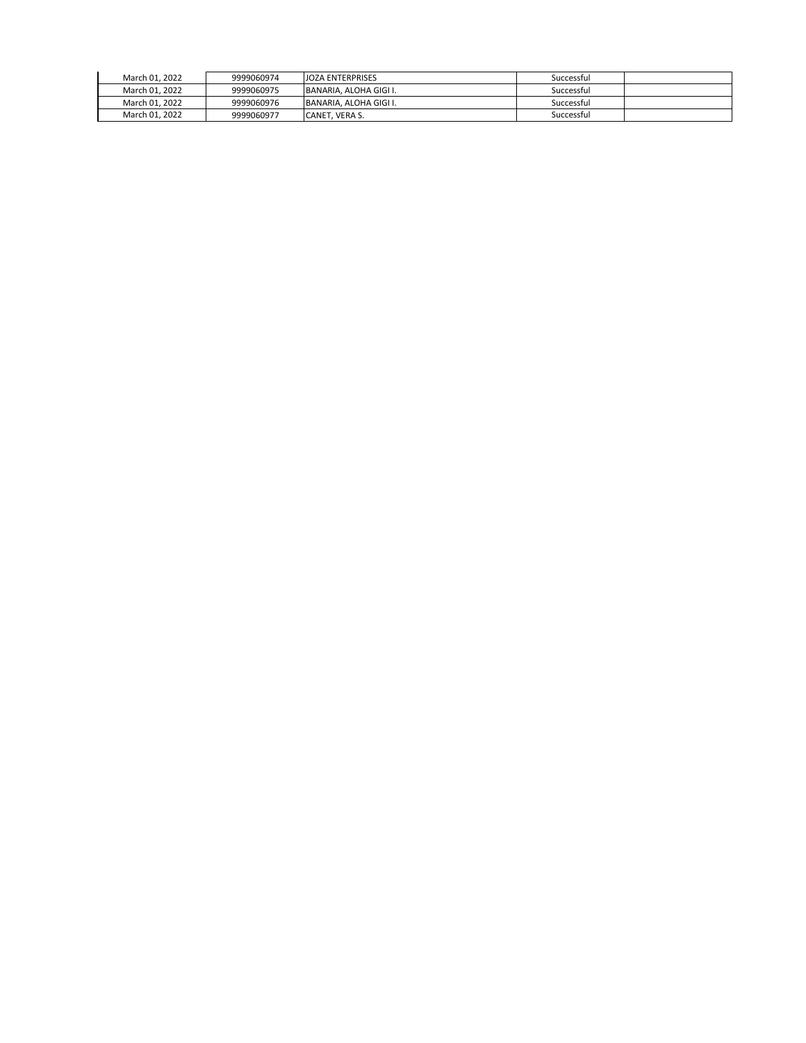| | | | | |
|---|---|---|---|---|
| March 01, 2022 | 9999060974 | JOZA ENTERPRISES | Successful | |
| March 01, 2022 | 9999060975 | BANARIA, ALOHA GIGI I. | Successful | |
| March 01, 2022 | 9999060976 | BANARIA, ALOHA GIGI I. | Successful | |
| March 01, 2022 | 9999060977 | CANET, VERA S. | Successful | |